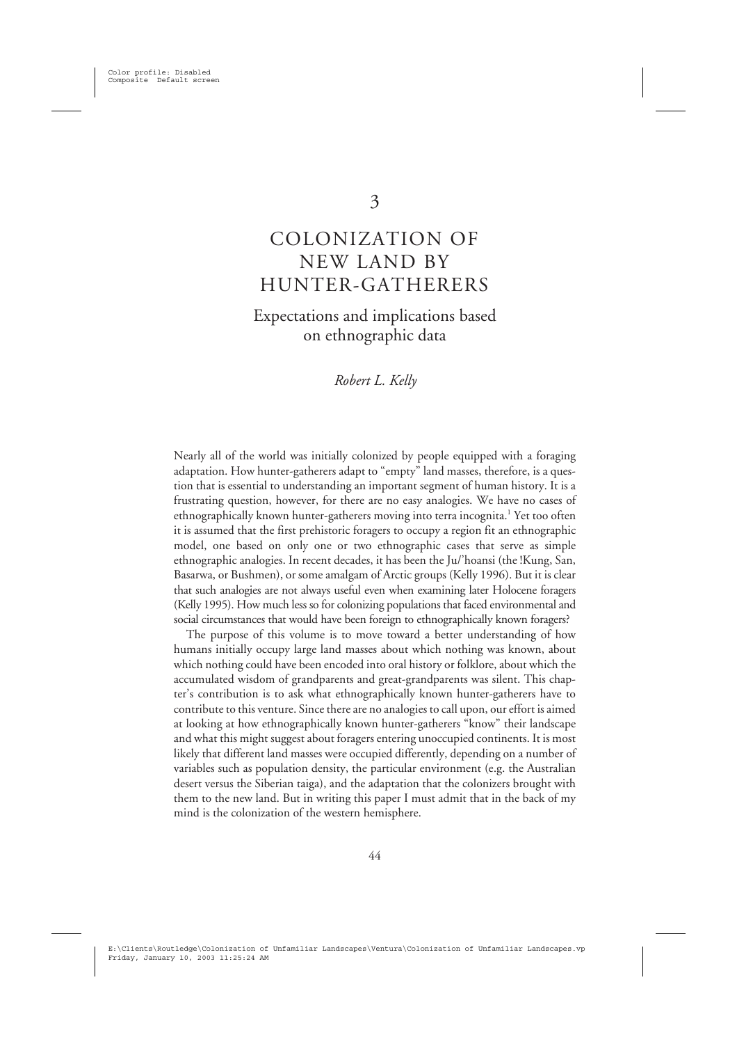# 3

# COLONIZATION OF NEW LAND BY HUNTER-GATHERERS

## Expectations and implications based on ethnographic data

*Robert L. Kelly*

Nearly all of the world was initially colonized by people equipped with a foraging adaptation. How hunter-gatherers adapt to "empty" land masses, therefore, is a question that is essential to understanding an important segment of human history. It is a frustrating question, however, for there are no easy analogies. We have no cases of ethnographically known hunter-gatherers moving into terra incognita.[1] Yet too often it is assumed that the first prehistoric foragers to occupy a region fit an ethnographic model, one based on only one or two ethnographic cases that serve as simple ethnographic analogies. In recent decades, it has been the Ju/'hoansi (the !Kung, San, Basarwa, or Bushmen), or some amalgam of Arctic groups (Kelly 1996). But it is clear that such analogies are not always useful even when examining later Holocene foragers (Kelly 1995). How much less so for colonizing populations that faced environmental and social circumstances that would have been foreign to ethnographically known foragers?

The purpose of this volume is to move toward a better understanding of how humans initially occupy large land masses about which nothing was known, about which nothing could have been encoded into oral history or folklore, about which the accumulated wisdom of grandparents and great-grandparents was silent. This chapter's contribution is to ask what ethnographically known hunter-gatherers have to contribute to this venture. Since there are no analogies to call upon, our effort is aimed at looking at how ethnographically known hunter-gatherers "know" their landscape and what this might suggest about foragers entering unoccupied continents. It is most likely that different land masses were occupied differently, depending on a number of variables such as population density, the particular environment (e.g. the Australian desert versus the Siberian taiga), and the adaptation that the colonizers brought with them to the new land. But in writing this paper I must admit that in the back of my mind is the colonization of the western hemisphere.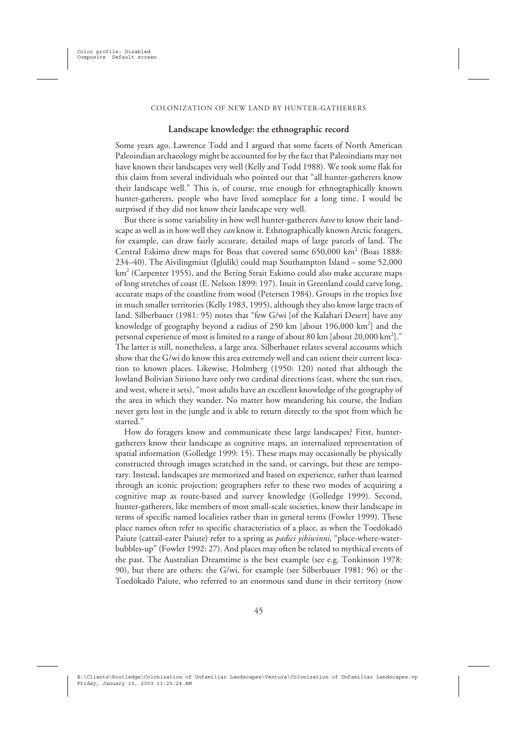## Landscape knowledge: the ethnographic record

Some years ago, Lawrence Todd and I argued that some facets of North American Paleoindian archaeology might be accounted for by the fact that Paleoindians may not have known their landscapes very well (Kelly and Todd 1988). We took some flak for this claim from several individuals who pointed out that "all hunter-gatherers know their landscape well." This is, of course, true enough for ethnographically known hunter-gatherers, people who have lived someplace for a long time. I would be surprised if they did not know their landscape very well.

But there is some variability in how well hunter-gatherers *have* to know their landscape as well as in how well they *can* know it. Ethnographically known Arctic foragers, for example, can draw fairly accurate, detailed maps of large parcels of land. The Central Eskimo drew maps for Boas that covered some 650,000 km$^2$ (Boas 1888: 234–40). The Aivilingmiut (Iglulik) could map Southampton Island – some 52,000 km$^2$ (Carpenter 1955), and the Bering Strait Eskimo could also make accurate maps of long stretches of coast (E. Nelson 1899: 197). Inuit in Greenland could carve long, accurate maps of the coastline from wood (Petersen 1984). Groups in the tropics live in much smaller territories (Kelly 1983, 1995), although they also know large tracts of land. Silberbauer (1981: 95) notes that "few G/wi [of the Kalahari Desert] have any knowledge of geography beyond a radius of 250 km [about 196,000 km$^2$] and the personal experience of most is limited to a range of about 80 km [about 20,000 km$^2$]." The latter is still, nonetheless, a large area. Silberbauer relates several accounts which show that the G/wi do know this area extremely well and can orient their current location to known places. Likewise, Holmberg (1950: 120) noted that although the lowland Bolivian Siriono have only two cardinal directions (east, where the sun rises, and west, where it sets), "most adults have an excellent knowledge of the geography of the area in which they wander. No matter how meandering his course, the Indian never gets lost in the jungle and is able to return directly to the spot from which he started."

How do foragers know and communicate these large landscapes? First, hunter-gatherers know their landscape as cognitive maps, an internalized representation of spatial information (Golledge 1999: 15). These maps may occasionally be physically constructed through images scratched in the sand, or carvings, but these are temporary. Instead, landscapes are memorized and based on experience, rather than learned through an iconic projection; geographers refer to these two modes of acquiring a cognitive map as route-based and survey knowledge (Golledge 1999). Second, hunter-gatherers, like members of most small-scale societies, know their landscape in terms of specific named localities rather than in general terms (Fowler 1999). These place names often refer to specific characteristics of a place, as when the Toedökadö Paiute (cattail-eater Paiute) refer to a spring as *padici yibiwinni*, "place-where-water-bubbles-up" (Fowler 1992: 27). And places may often be related to mythical events of the past. The Australian Dreamtime is the best example (see e.g. Tonkinson 1978: 90), but there are others: the G/wi, for example (see Silberbauer 1981: 96) or the Toedökadö Paiute, who referred to an enormous sand dune in their territory (now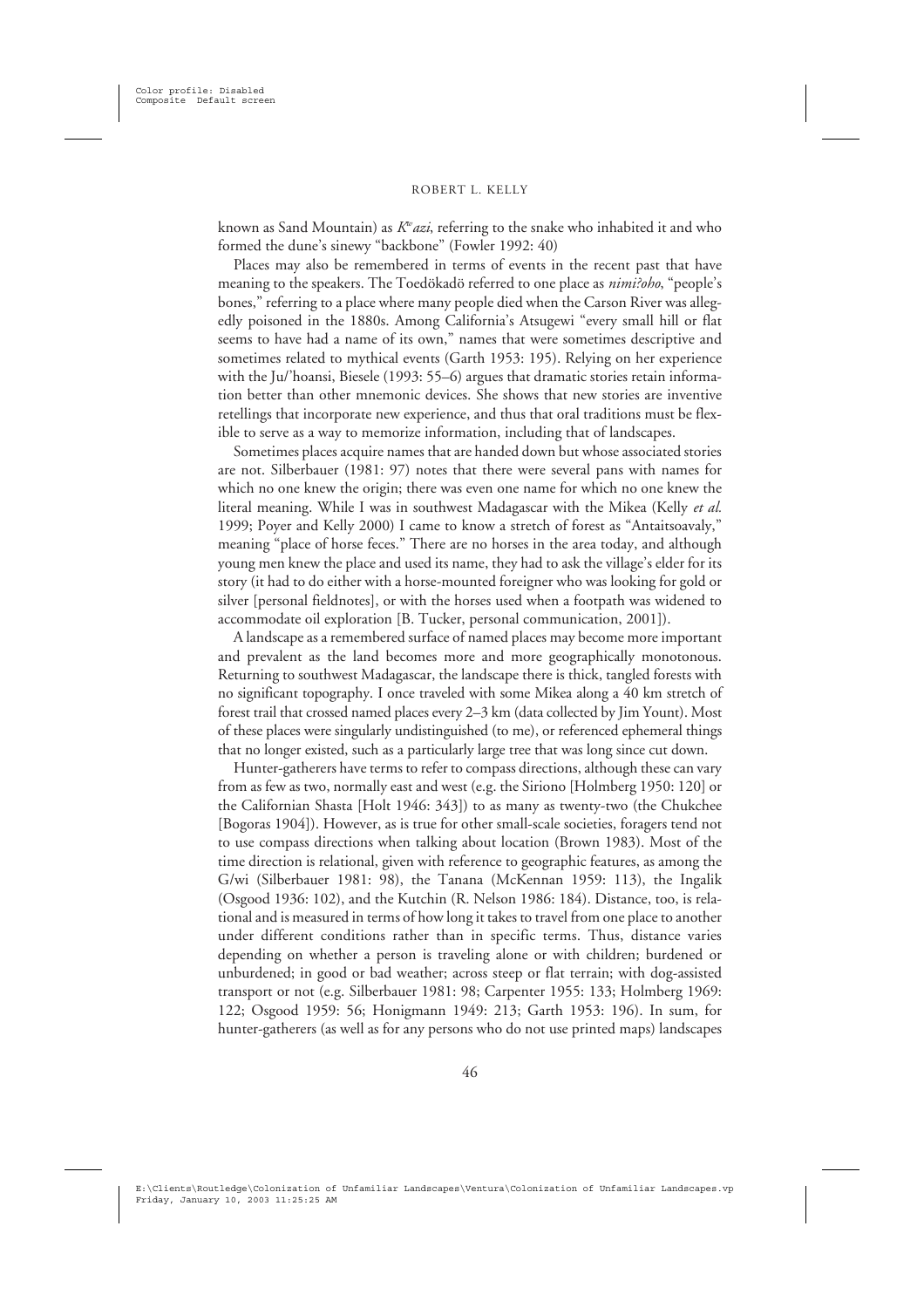known as Sand Mountain) as *Kʷazi*, referring to the snake who inhabited it and who formed the dune's sinewy "backbone" (Fowler 1992: 40)

Places may also be remembered in terms of events in the recent past that have meaning to the speakers. The Toedökadö referred to one place as *nimiʔoho*, "people's bones," referring to a place where many people died when the Carson River was allegedly poisoned in the 1880s. Among California's Atsugewi "every small hill or flat seems to have had a name of its own," names that were sometimes descriptive and sometimes related to mythical events (Garth 1953: 195). Relying on her experience with the Ju/'hoansi, Biesele (1993: 55–6) argues that dramatic stories retain information better than other mnemonic devices. She shows that new stories are inventive retellings that incorporate new experience, and thus that oral traditions must be flexible to serve as a way to memorize information, including that of landscapes.

Sometimes places acquire names that are handed down but whose associated stories are not. Silberbauer (1981: 97) notes that there were several pans with names for which no one knew the origin; there was even one name for which no one knew the literal meaning. While I was in southwest Madagascar with the Mikea (Kelly *et al.* 1999; Poyer and Kelly 2000) I came to know a stretch of forest as "Antaitsoavaly," meaning "place of horse feces." There are no horses in the area today, and although young men knew the place and used its name, they had to ask the village's elder for its story (it had to do either with a horse-mounted foreigner who was looking for gold or silver [personal fieldnotes], or with the horses used when a footpath was widened to accommodate oil exploration [B. Tucker, personal communication, 2001]).

A landscape as a remembered surface of named places may become more important and prevalent as the land becomes more and more geographically monotonous. Returning to southwest Madagascar, the landscape there is thick, tangled forests with no significant topography. I once traveled with some Mikea along a 40 km stretch of forest trail that crossed named places every 2–3 km (data collected by Jim Yount). Most of these places were singularly undistinguished (to me), or referenced ephemeral things that no longer existed, such as a particularly large tree that was long since cut down.

Hunter-gatherers have terms to refer to compass directions, although these can vary from as few as two, normally east and west (e.g. the Siriono [Holmberg 1950: 120] or the Californian Shasta [Holt 1946: 343]) to as many as twenty-two (the Chukchee [Bogoras 1904]). However, as is true for other small-scale societies, foragers tend not to use compass directions when talking about location (Brown 1983). Most of the time direction is relational, given with reference to geographic features, as among the G/wi (Silberbauer 1981: 98), the Tanana (McKennan 1959: 113), the Ingalik (Osgood 1936: 102), and the Kutchin (R. Nelson 1986: 184). Distance, too, is relational and is measured in terms of how long it takes to travel from one place to another under different conditions rather than in specific terms. Thus, distance varies depending on whether a person is traveling alone or with children; burdened or unburdened; in good or bad weather; across steep or flat terrain; with dog-assisted transport or not (e.g. Silberbauer 1981: 98; Carpenter 1955: 133; Holmberg 1969: 122; Osgood 1959: 56; Honigmann 1949: 213; Garth 1953: 196). In sum, for hunter-gatherers (as well as for any persons who do not use printed maps) landscapes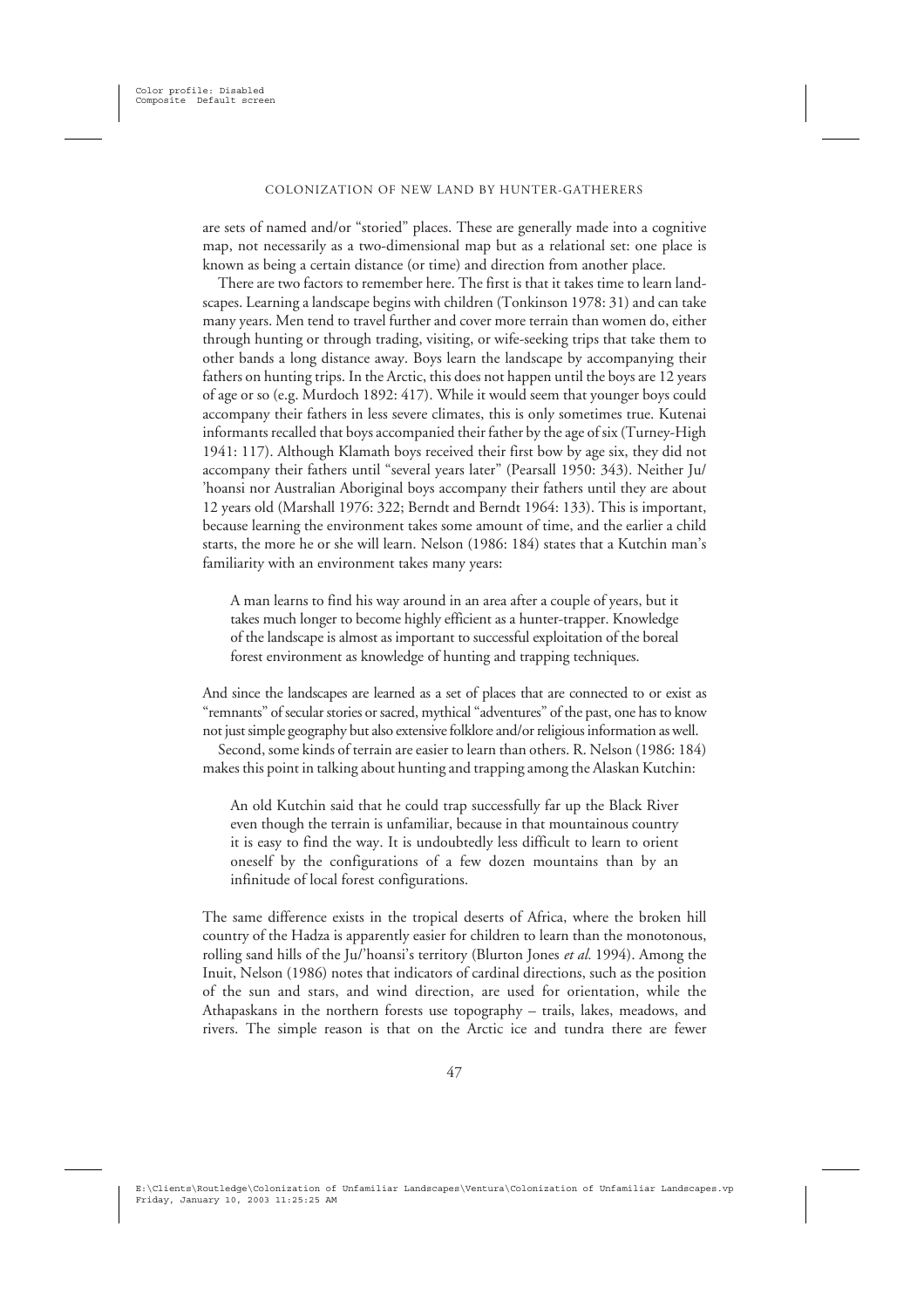are sets of named and/or "storied" places. These are generally made into a cognitive map, not necessarily as a two-dimensional map but as a relational set: one place is known as being a certain distance (or time) and direction from another place.

There are two factors to remember here. The first is that it takes time to learn landscapes. Learning a landscape begins with children (Tonkinson 1978: 31) and can take many years. Men tend to travel further and cover more terrain than women do, either through hunting or through trading, visiting, or wife-seeking trips that take them to other bands a long distance away. Boys learn the landscape by accompanying their fathers on hunting trips. In the Arctic, this does not happen until the boys are 12 years of age or so (e.g. Murdoch 1892: 417). While it would seem that younger boys could accompany their fathers in less severe climates, this is only sometimes true. Kutenai informants recalled that boys accompanied their father by the age of six (Turney-High 1941: 117). Although Klamath boys received their first bow by age six, they did not accompany their fathers until "several years later" (Pearsall 1950: 343). Neither Ju/'hoansi nor Australian Aboriginal boys accompany their fathers until they are about 12 years old (Marshall 1976: 322; Berndt and Berndt 1964: 133). This is important, because learning the environment takes some amount of time, and the earlier a child starts, the more he or she will learn. Nelson (1986: 184) states that a Kutchin man's familiarity with an environment takes many years:

> A man learns to find his way around in an area after a couple of years, but it takes much longer to become highly efficient as a hunter-trapper. Knowledge of the landscape is almost as important to successful exploitation of the boreal forest environment as knowledge of hunting and trapping techniques.

And since the landscapes are learned as a set of places that are connected to or exist as "remnants" of secular stories or sacred, mythical "adventures" of the past, one has to know not just simple geography but also extensive folklore and/or religious information as well.

Second, some kinds of terrain are easier to learn than others. R. Nelson (1986: 184) makes this point in talking about hunting and trapping among the Alaskan Kutchin:

> An old Kutchin said that he could trap successfully far up the Black River even though the terrain is unfamiliar, because in that mountainous country it is easy to find the way. It is undoubtedly less difficult to learn to orient oneself by the configurations of a few dozen mountains than by an infinitude of local forest configurations.

The same difference exists in the tropical deserts of Africa, where the broken hill country of the Hadza is apparently easier for children to learn than the monotonous, rolling sand hills of the Ju/'hoansi's territory (Blurton Jones *et al.* 1994). Among the Inuit, Nelson (1986) notes that indicators of cardinal directions, such as the position of the sun and stars, and wind direction, are used for orientation, while the Athapaskans in the northern forests use topography – trails, lakes, meadows, and rivers. The simple reason is that on the Arctic ice and tundra there are fewer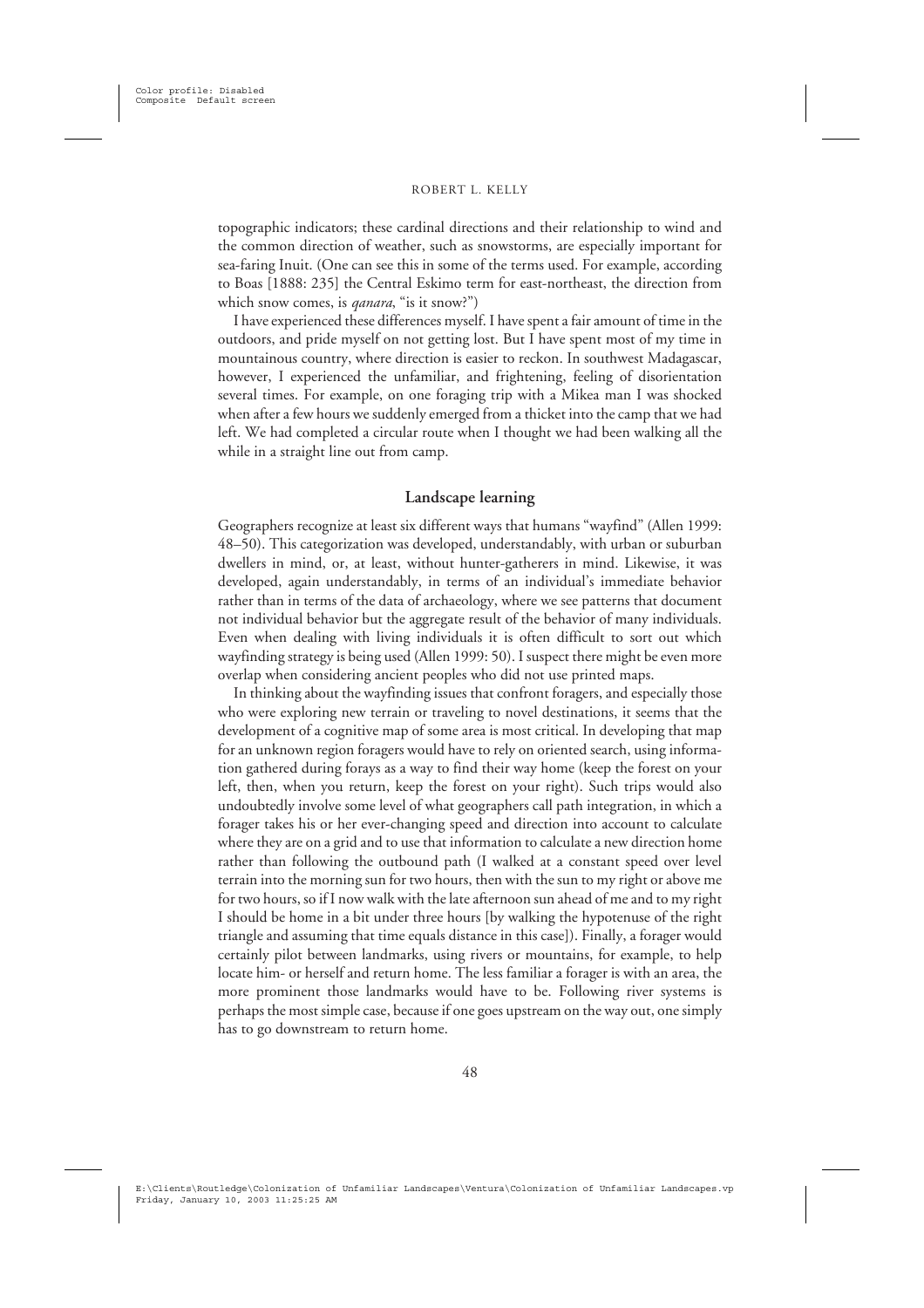topographic indicators; these cardinal directions and their relationship to wind and the common direction of weather, such as snowstorms, are especially important for sea-faring Inuit. (One can see this in some of the terms used. For example, according to Boas [1888: 235] the Central Eskimo term for east-northeast, the direction from which snow comes, is *qanara*, "is it snow?")

I have experienced these differences myself. I have spent a fair amount of time in the outdoors, and pride myself on not getting lost. But I have spent most of my time in mountainous country, where direction is easier to reckon. In southwest Madagascar, however, I experienced the unfamiliar, and frightening, feeling of disorientation several times. For example, on one foraging trip with a Mikea man I was shocked when after a few hours we suddenly emerged from a thicket into the camp that we had left. We had completed a circular route when I thought we had been walking all the while in a straight line out from camp.

## Landscape learning

Geographers recognize at least six different ways that humans "wayfind" (Allen 1999: 48–50). This categorization was developed, understandably, with urban or suburban dwellers in mind, or, at least, without hunter-gatherers in mind. Likewise, it was developed, again understandably, in terms of an individual's immediate behavior rather than in terms of the data of archaeology, where we see patterns that document not individual behavior but the aggregate result of the behavior of many individuals. Even when dealing with living individuals it is often difficult to sort out which wayfinding strategy is being used (Allen 1999: 50). I suspect there might be even more overlap when considering ancient peoples who did not use printed maps.

In thinking about the wayfinding issues that confront foragers, and especially those who were exploring new terrain or traveling to novel destinations, it seems that the development of a cognitive map of some area is most critical. In developing that map for an unknown region foragers would have to rely on oriented search, using information gathered during forays as a way to find their way home (keep the forest on your left, then, when you return, keep the forest on your right). Such trips would also undoubtedly involve some level of what geographers call path integration, in which a forager takes his or her ever-changing speed and direction into account to calculate where they are on a grid and to use that information to calculate a new direction home rather than following the outbound path (I walked at a constant speed over level terrain into the morning sun for two hours, then with the sun to my right or above me for two hours, so if I now walk with the late afternoon sun ahead of me and to my right I should be home in a bit under three hours [by walking the hypotenuse of the right triangle and assuming that time equals distance in this case]). Finally, a forager would certainly pilot between landmarks, using rivers or mountains, for example, to help locate him- or herself and return home. The less familiar a forager is with an area, the more prominent those landmarks would have to be. Following river systems is perhaps the most simple case, because if one goes upstream on the way out, one simply has to go downstream to return home.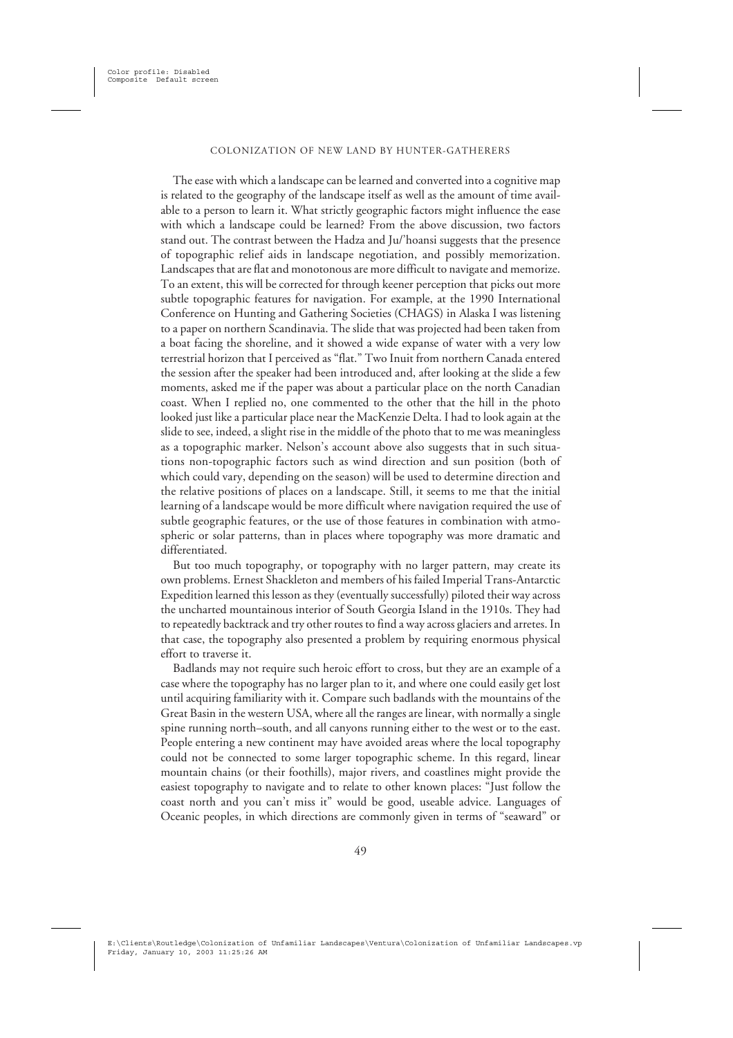The ease with which a landscape can be learned and converted into a cognitive map is related to the geography of the landscape itself as well as the amount of time available to a person to learn it. What strictly geographic factors might influence the ease with which a landscape could be learned? From the above discussion, two factors stand out. The contrast between the Hadza and Ju/'hoansi suggests that the presence of topographic relief aids in landscape negotiation, and possibly memorization. Landscapes that are flat and monotonous are more difficult to navigate and memorize. To an extent, this will be corrected for through keener perception that picks out more subtle topographic features for navigation. For example, at the 1990 International Conference on Hunting and Gathering Societies (CHAGS) in Alaska I was listening to a paper on northern Scandinavia. The slide that was projected had been taken from a boat facing the shoreline, and it showed a wide expanse of water with a very low terrestrial horizon that I perceived as "flat." Two Inuit from northern Canada entered the session after the speaker had been introduced and, after looking at the slide a few moments, asked me if the paper was about a particular place on the north Canadian coast. When I replied no, one commented to the other that the hill in the photo looked just like a particular place near the MacKenzie Delta. I had to look again at the slide to see, indeed, a slight rise in the middle of the photo that to me was meaningless as a topographic marker. Nelson's account above also suggests that in such situations non-topographic factors such as wind direction and sun position (both of which could vary, depending on the season) will be used to determine direction and the relative positions of places on a landscape. Still, it seems to me that the initial learning of a landscape would be more difficult where navigation required the use of subtle geographic features, or the use of those features in combination with atmospheric or solar patterns, than in places where topography was more dramatic and differentiated.

But too much topography, or topography with no larger pattern, may create its own problems. Ernest Shackleton and members of his failed Imperial Trans-Antarctic Expedition learned this lesson as they (eventually successfully) piloted their way across the uncharted mountainous interior of South Georgia Island in the 1910s. They had to repeatedly backtrack and try other routes to find a way across glaciers and arretes. In that case, the topography also presented a problem by requiring enormous physical effort to traverse it.

Badlands may not require such heroic effort to cross, but they are an example of a case where the topography has no larger plan to it, and where one could easily get lost until acquiring familiarity with it. Compare such badlands with the mountains of the Great Basin in the western USA, where all the ranges are linear, with normally a single spine running north–south, and all canyons running either to the west or to the east. People entering a new continent may have avoided areas where the local topography could not be connected to some larger topographic scheme. In this regard, linear mountain chains (or their foothills), major rivers, and coastlines might provide the easiest topography to navigate and to relate to other known places: "Just follow the coast north and you can't miss it" would be good, useable advice. Languages of Oceanic peoples, in which directions are commonly given in terms of "seaward" or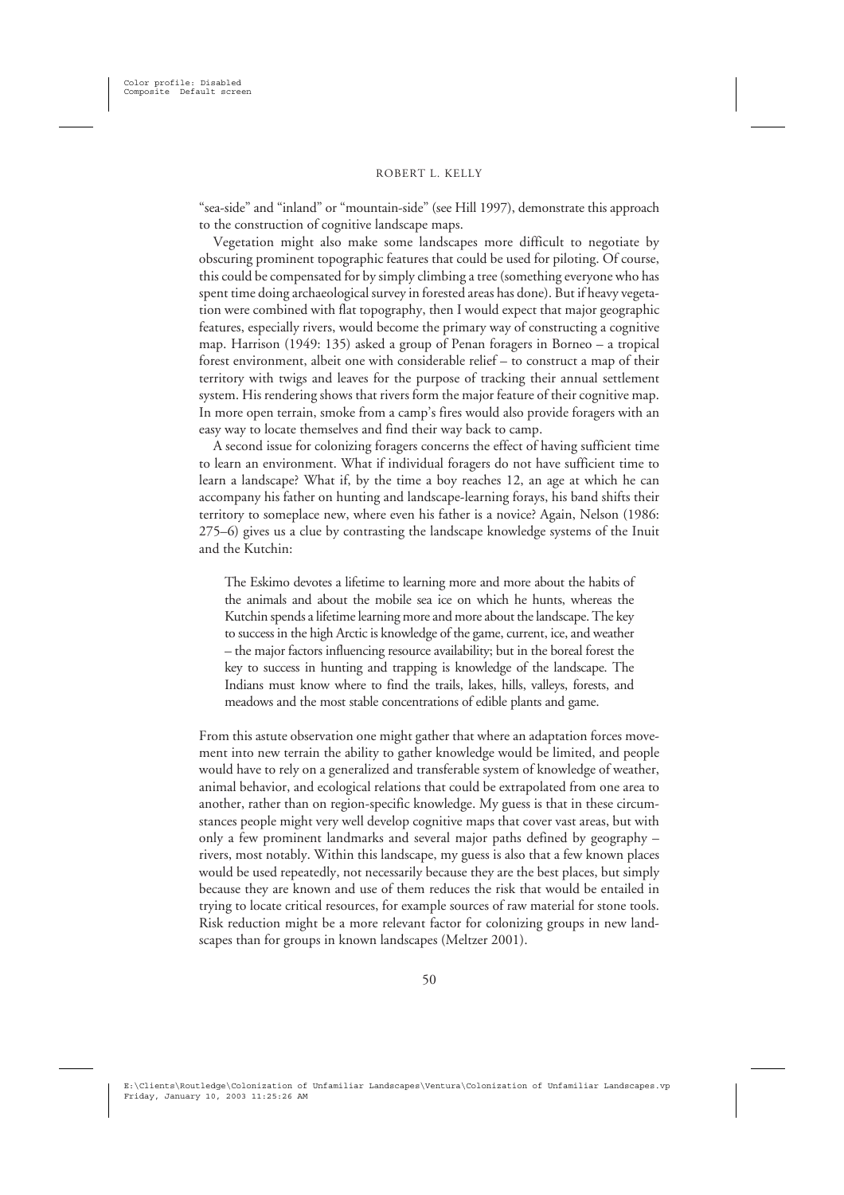"sea-side" and "inland" or "mountain-side" (see Hill 1997), demonstrate this approach to the construction of cognitive landscape maps.

Vegetation might also make some landscapes more difficult to negotiate by obscuring prominent topographic features that could be used for piloting. Of course, this could be compensated for by simply climbing a tree (something everyone who has spent time doing archaeological survey in forested areas has done). But if heavy vegetation were combined with flat topography, then I would expect that major geographic features, especially rivers, would become the primary way of constructing a cognitive map. Harrison (1949: 135) asked a group of Penan foragers in Borneo – a tropical forest environment, albeit one with considerable relief – to construct a map of their territory with twigs and leaves for the purpose of tracking their annual settlement system. His rendering shows that rivers form the major feature of their cognitive map. In more open terrain, smoke from a camp's fires would also provide foragers with an easy way to locate themselves and find their way back to camp.

A second issue for colonizing foragers concerns the effect of having sufficient time to learn an environment. What if individual foragers do not have sufficient time to learn a landscape? What if, by the time a boy reaches 12, an age at which he can accompany his father on hunting and landscape-learning forays, his band shifts their territory to someplace new, where even his father is a novice? Again, Nelson (1986: 275–6) gives us a clue by contrasting the landscape knowledge systems of the Inuit and the Kutchin:

> The Eskimo devotes a lifetime to learning more and more about the habits of the animals and about the mobile sea ice on which he hunts, whereas the Kutchin spends a lifetime learning more and more about the landscape. The key to success in the high Arctic is knowledge of the game, current, ice, and weather – the major factors influencing resource availability; but in the boreal forest the key to success in hunting and trapping is knowledge of the landscape. The Indians must know where to find the trails, lakes, hills, valleys, forests, and meadows and the most stable concentrations of edible plants and game.

From this astute observation one might gather that where an adaptation forces movement into new terrain the ability to gather knowledge would be limited, and people would have to rely on a generalized and transferable system of knowledge of weather, animal behavior, and ecological relations that could be extrapolated from one area to another, rather than on region-specific knowledge. My guess is that in these circumstances people might very well develop cognitive maps that cover vast areas, but with only a few prominent landmarks and several major paths defined by geography – rivers, most notably. Within this landscape, my guess is also that a few known places would be used repeatedly, not necessarily because they are the best places, but simply because they are known and use of them reduces the risk that would be entailed in trying to locate critical resources, for example sources of raw material for stone tools. Risk reduction might be a more relevant factor for colonizing groups in new landscapes than for groups in known landscapes (Meltzer 2001).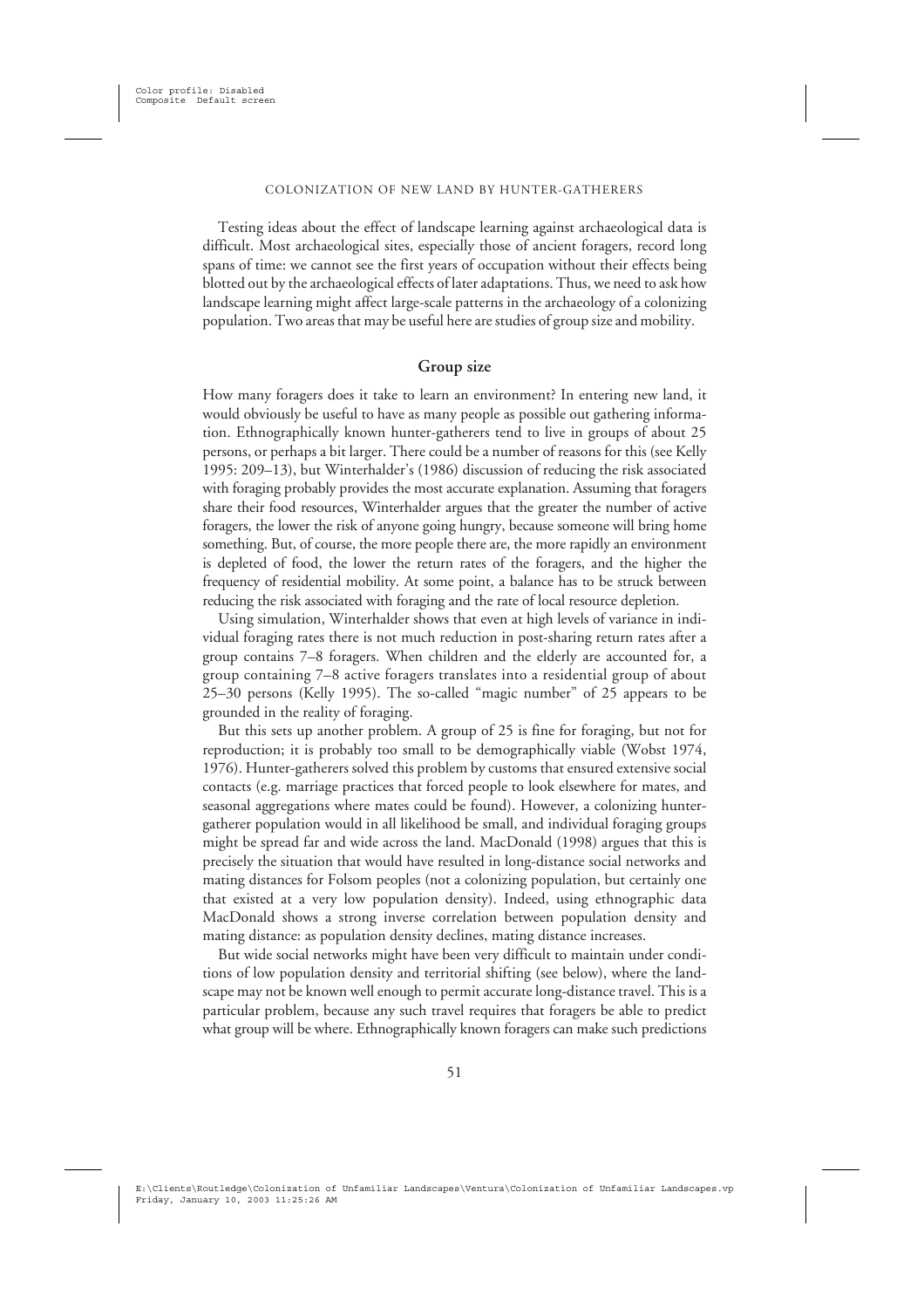Testing ideas about the effect of landscape learning against archaeological data is difficult. Most archaeological sites, especially those of ancient foragers, record long spans of time: we cannot see the first years of occupation without their effects being blotted out by the archaeological effects of later adaptations. Thus, we need to ask how landscape learning might affect large-scale patterns in the archaeology of a colonizing population. Two areas that may be useful here are studies of group size and mobility.

## Group size

How many foragers does it take to learn an environment? In entering new land, it would obviously be useful to have as many people as possible out gathering information. Ethnographically known hunter-gatherers tend to live in groups of about 25 persons, or perhaps a bit larger. There could be a number of reasons for this (see Kelly 1995: 209–13), but Winterhalder's (1986) discussion of reducing the risk associated with foraging probably provides the most accurate explanation. Assuming that foragers share their food resources, Winterhalder argues that the greater the number of active foragers, the lower the risk of anyone going hungry, because someone will bring home something. But, of course, the more people there are, the more rapidly an environment is depleted of food, the lower the return rates of the foragers, and the higher the frequency of residential mobility. At some point, a balance has to be struck between reducing the risk associated with foraging and the rate of local resource depletion.

Using simulation, Winterhalder shows that even at high levels of variance in individual foraging rates there is not much reduction in post-sharing return rates after a group contains 7–8 foragers. When children and the elderly are accounted for, a group containing 7–8 active foragers translates into a residential group of about 25–30 persons (Kelly 1995). The so-called "magic number" of 25 appears to be grounded in the reality of foraging.

But this sets up another problem. A group of 25 is fine for foraging, but not for reproduction; it is probably too small to be demographically viable (Wobst 1974, 1976). Hunter-gatherers solved this problem by customs that ensured extensive social contacts (e.g. marriage practices that forced people to look elsewhere for mates, and seasonal aggregations where mates could be found). However, a colonizing hunter-gatherer population would in all likelihood be small, and individual foraging groups might be spread far and wide across the land. MacDonald (1998) argues that this is precisely the situation that would have resulted in long-distance social networks and mating distances for Folsom peoples (not a colonizing population, but certainly one that existed at a very low population density). Indeed, using ethnographic data MacDonald shows a strong inverse correlation between population density and mating distance: as population density declines, mating distance increases.

But wide social networks might have been very difficult to maintain under conditions of low population density and territorial shifting (see below), where the landscape may not be known well enough to permit accurate long-distance travel. This is a particular problem, because any such travel requires that foragers be able to predict what group will be where. Ethnographically known foragers can make such predictions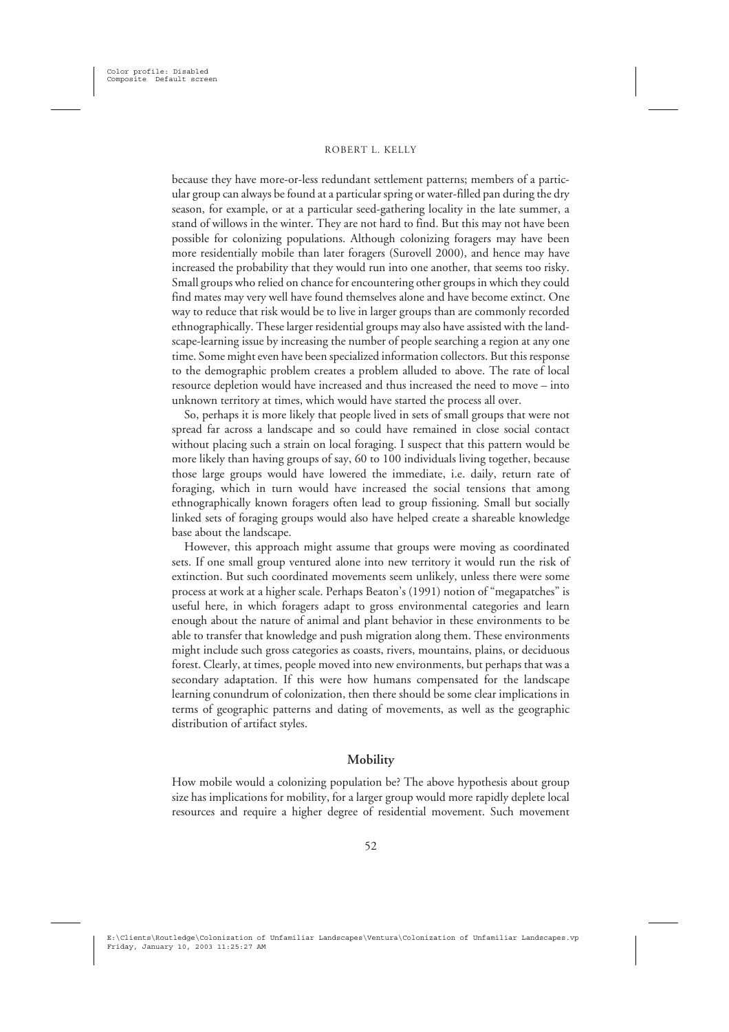because they have more-or-less redundant settlement patterns; members of a particular group can always be found at a particular spring or water-filled pan during the dry season, for example, or at a particular seed-gathering locality in the late summer, a stand of willows in the winter. They are not hard to find. But this may not have been possible for colonizing populations. Although colonizing foragers may have been more residentially mobile than later foragers (Surovell 2000), and hence may have increased the probability that they would run into one another, that seems too risky. Small groups who relied on chance for encountering other groups in which they could find mates may very well have found themselves alone and have become extinct. One way to reduce that risk would be to live in larger groups than are commonly recorded ethnographically. These larger residential groups may also have assisted with the landscape-learning issue by increasing the number of people searching a region at any one time. Some might even have been specialized information collectors. But this response to the demographic problem creates a problem alluded to above. The rate of local resource depletion would have increased and thus increased the need to move – into unknown territory at times, which would have started the process all over.

So, perhaps it is more likely that people lived in sets of small groups that were not spread far across a landscape and so could have remained in close social contact without placing such a strain on local foraging. I suspect that this pattern would be more likely than having groups of say, 60 to 100 individuals living together, because those large groups would have lowered the immediate, i.e. daily, return rate of foraging, which in turn would have increased the social tensions that among ethnographically known foragers often lead to group fissioning. Small but socially linked sets of foraging groups would also have helped create a shareable knowledge base about the landscape.

However, this approach might assume that groups were moving as coordinated sets. If one small group ventured alone into new territory it would run the risk of extinction. But such coordinated movements seem unlikely, unless there were some process at work at a higher scale. Perhaps Beaton's (1991) notion of "megapatches" is useful here, in which foragers adapt to gross environmental categories and learn enough about the nature of animal and plant behavior in these environments to be able to transfer that knowledge and push migration along them. These environments might include such gross categories as coasts, rivers, mountains, plains, or deciduous forest. Clearly, at times, people moved into new environments, but perhaps that was a secondary adaptation. If this were how humans compensated for the landscape learning conundrum of colonization, then there should be some clear implications in terms of geographic patterns and dating of movements, as well as the geographic distribution of artifact styles.

## Mobility

How mobile would a colonizing population be? The above hypothesis about group size has implications for mobility, for a larger group would more rapidly deplete local resources and require a higher degree of residential movement. Such movement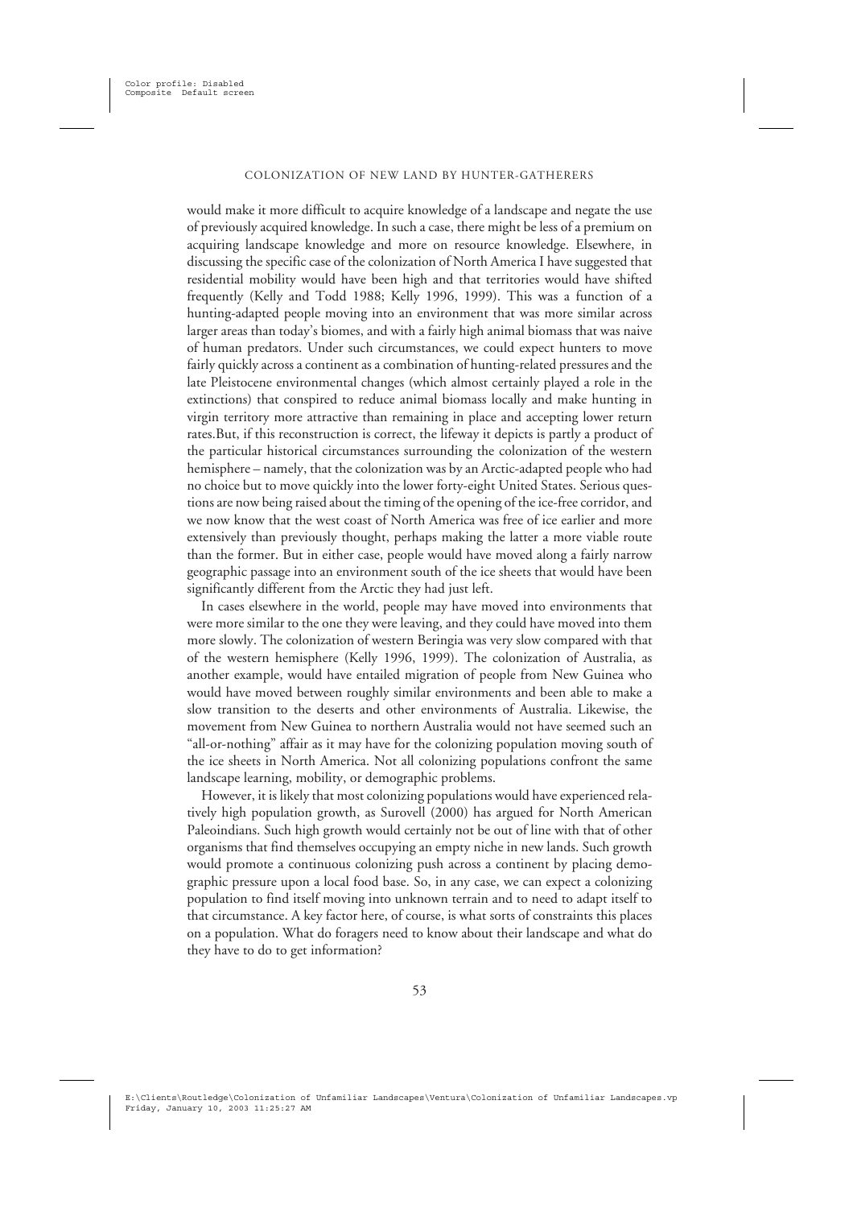would make it more difficult to acquire knowledge of a landscape and negate the use of previously acquired knowledge. In such a case, there might be less of a premium on acquiring landscape knowledge and more on resource knowledge. Elsewhere, in discussing the specific case of the colonization of North America I have suggested that residential mobility would have been high and that territories would have shifted frequently (Kelly and Todd 1988; Kelly 1996, 1999). This was a function of a hunting-adapted people moving into an environment that was more similar across larger areas than today's biomes, and with a fairly high animal biomass that was naive of human predators. Under such circumstances, we could expect hunters to move fairly quickly across a continent as a combination of hunting-related pressures and the late Pleistocene environmental changes (which almost certainly played a role in the extinctions) that conspired to reduce animal biomass locally and make hunting in virgin territory more attractive than remaining in place and accepting lower return rates.But, if this reconstruction is correct, the lifeway it depicts is partly a product of the particular historical circumstances surrounding the colonization of the western hemisphere – namely, that the colonization was by an Arctic-adapted people who had no choice but to move quickly into the lower forty-eight United States. Serious questions are now being raised about the timing of the opening of the ice-free corridor, and we now know that the west coast of North America was free of ice earlier and more extensively than previously thought, perhaps making the latter a more viable route than the former. But in either case, people would have moved along a fairly narrow geographic passage into an environment south of the ice sheets that would have been significantly different from the Arctic they had just left.

In cases elsewhere in the world, people may have moved into environments that were more similar to the one they were leaving, and they could have moved into them more slowly. The colonization of western Beringia was very slow compared with that of the western hemisphere (Kelly 1996, 1999). The colonization of Australia, as another example, would have entailed migration of people from New Guinea who would have moved between roughly similar environments and been able to make a slow transition to the deserts and other environments of Australia. Likewise, the movement from New Guinea to northern Australia would not have seemed such an "all-or-nothing" affair as it may have for the colonizing population moving south of the ice sheets in North America. Not all colonizing populations confront the same landscape learning, mobility, or demographic problems.

However, it is likely that most colonizing populations would have experienced relatively high population growth, as Surovell (2000) has argued for North American Paleoindians. Such high growth would certainly not be out of line with that of other organisms that find themselves occupying an empty niche in new lands. Such growth would promote a continuous colonizing push across a continent by placing demographic pressure upon a local food base. So, in any case, we can expect a colonizing population to find itself moving into unknown terrain and to need to adapt itself to that circumstance. A key factor here, of course, is what sorts of constraints this places on a population. What do foragers need to know about their landscape and what do they have to do to get information?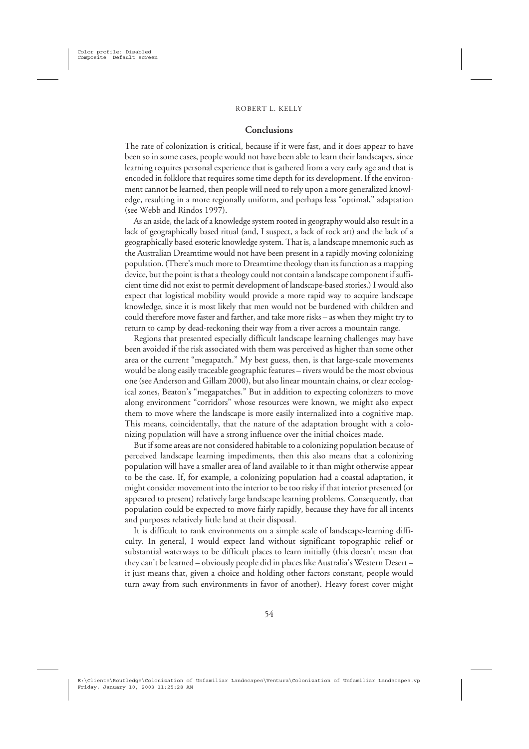## Conclusions

The rate of colonization is critical, because if it were fast, and it does appear to have been so in some cases, people would not have been able to learn their landscapes, since learning requires personal experience that is gathered from a very early age and that is encoded in folklore that requires some time depth for its development. If the environment cannot be learned, then people will need to rely upon a more generalized knowledge, resulting in a more regionally uniform, and perhaps less "optimal," adaptation (see Webb and Rindos 1997).

As an aside, the lack of a knowledge system rooted in geography would also result in a lack of geographically based ritual (and, I suspect, a lack of rock art) and the lack of a geographically based esoteric knowledge system. That is, a landscape mnemonic such as the Australian Dreamtime would not have been present in a rapidly moving colonizing population. (There's much more to Dreamtime theology than its function as a mapping device, but the point is that a theology could not contain a landscape component if sufficient time did not exist to permit development of landscape-based stories.) I would also expect that logistical mobility would provide a more rapid way to acquire landscape knowledge, since it is most likely that men would not be burdened with children and could therefore move faster and farther, and take more risks – as when they might try to return to camp by dead-reckoning their way from a river across a mountain range.

Regions that presented especially difficult landscape learning challenges may have been avoided if the risk associated with them was perceived as higher than some other area or the current "megapatch." My best guess, then, is that large-scale movements would be along easily traceable geographic features – rivers would be the most obvious one (see Anderson and Gillam 2000), but also linear mountain chains, or clear ecological zones, Beaton's "megapatches." But in addition to expecting colonizers to move along environment "corridors" whose resources were known, we might also expect them to move where the landscape is more easily internalized into a cognitive map. This means, coincidentally, that the nature of the adaptation brought with a colonizing population will have a strong influence over the initial choices made.

But if some areas are not considered habitable to a colonizing population because of perceived landscape learning impediments, then this also means that a colonizing population will have a smaller area of land available to it than might otherwise appear to be the case. If, for example, a colonizing population had a coastal adaptation, it might consider movement into the interior to be too risky if that interior presented (or appeared to present) relatively large landscape learning problems. Consequently, that population could be expected to move fairly rapidly, because they have for all intents and purposes relatively little land at their disposal.

It is difficult to rank environments on a simple scale of landscape-learning difficulty. In general, I would expect land without significant topographic relief or substantial waterways to be difficult places to learn initially (this doesn't mean that they can't be learned – obviously people did in places like Australia's Western Desert – it just means that, given a choice and holding other factors constant, people would turn away from such environments in favor of another). Heavy forest cover might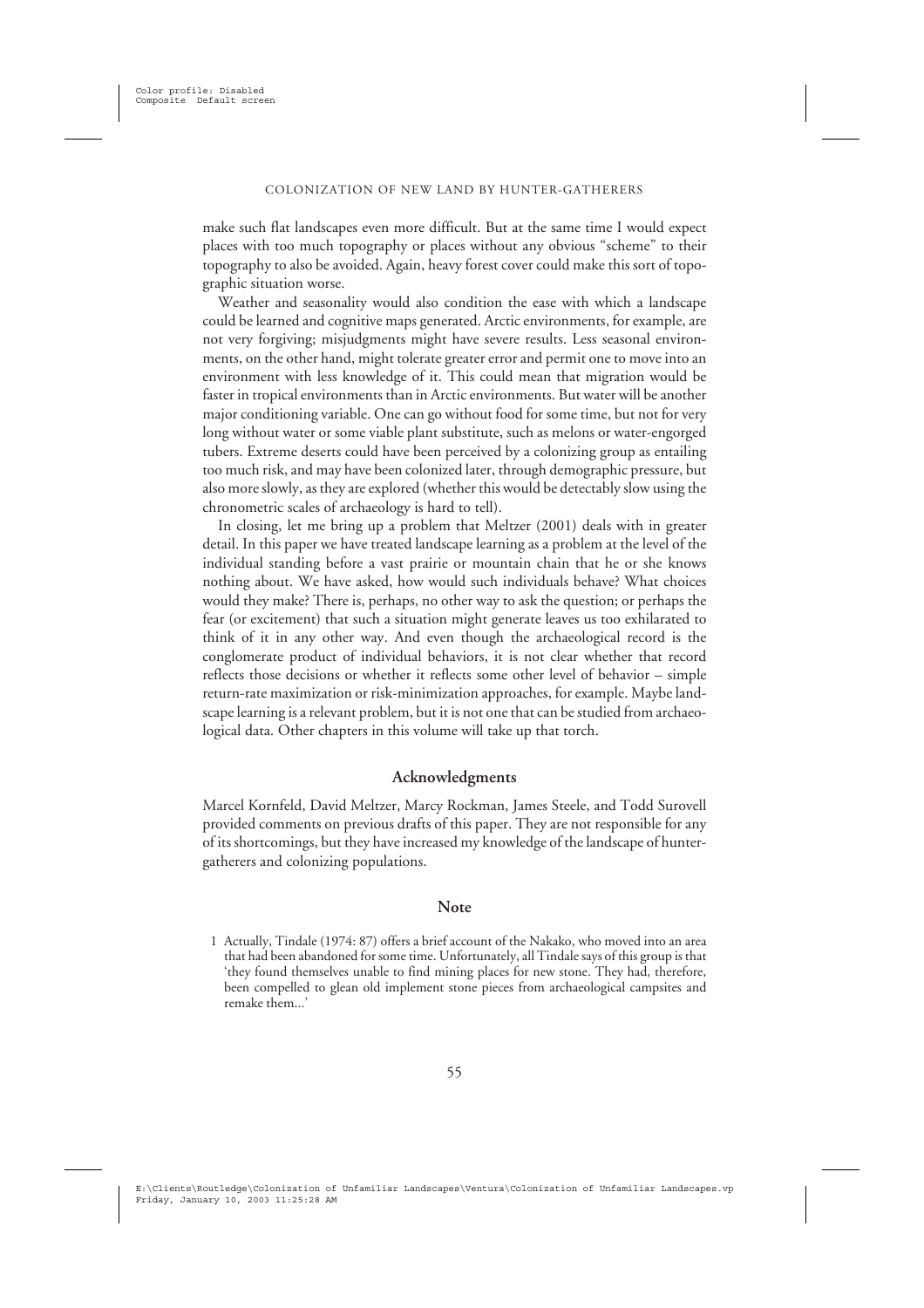make such flat landscapes even more difficult. But at the same time I would expect places with too much topography or places without any obvious "scheme" to their topography to also be avoided. Again, heavy forest cover could make this sort of topographic situation worse.

Weather and seasonality would also condition the ease with which a landscape could be learned and cognitive maps generated. Arctic environments, for example, are not very forgiving; misjudgments might have severe results. Less seasonal environments, on the other hand, might tolerate greater error and permit one to move into an environment with less knowledge of it. This could mean that migration would be faster in tropical environments than in Arctic environments. But water will be another major conditioning variable. One can go without food for some time, but not for very long without water or some viable plant substitute, such as melons or water-engorged tubers. Extreme deserts could have been perceived by a colonizing group as entailing too much risk, and may have been colonized later, through demographic pressure, but also more slowly, as they are explored (whether this would be detectably slow using the chronometric scales of archaeology is hard to tell).

In closing, let me bring up a problem that Meltzer (2001) deals with in greater detail. In this paper we have treated landscape learning as a problem at the level of the individual standing before a vast prairie or mountain chain that he or she knows nothing about. We have asked, how would such individuals behave? What choices would they make? There is, perhaps, no other way to ask the question; or perhaps the fear (or excitement) that such a situation might generate leaves us too exhilarated to think of it in any other way. And even though the archaeological record is the conglomerate product of individual behaviors, it is not clear whether that record reflects those decisions or whether it reflects some other level of behavior – simple return-rate maximization or risk-minimization approaches, for example. Maybe landscape learning is a relevant problem, but it is not one that can be studied from archaeological data. Other chapters in this volume will take up that torch.

## Acknowledgments

Marcel Kornfeld, David Meltzer, Marcy Rockman, James Steele, and Todd Surovell provided comments on previous drafts of this paper. They are not responsible for any of its shortcomings, but they have increased my knowledge of the landscape of hunter-gatherers and colonizing populations.

## Note

1 Actually, Tindale (1974: 87) offers a brief account of the Nakako, who moved into an area that had been abandoned for some time. Unfortunately, all Tindale says of this group is that 'they found themselves unable to find mining places for new stone. They had, therefore, been compelled to glean old implement stone pieces from archaeological campsites and remake them...'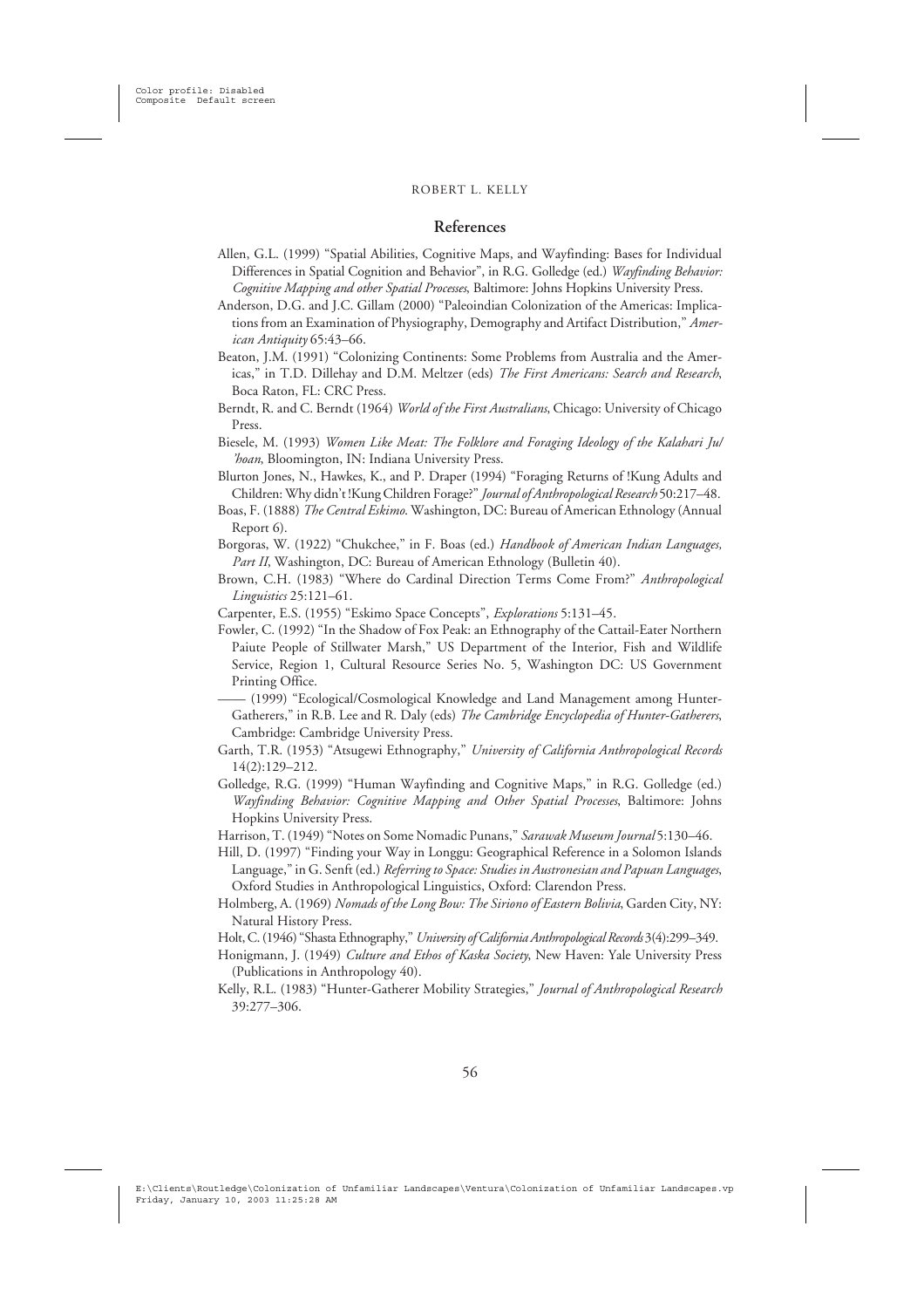## References

Allen, G.L. (1999) "Spatial Abilities, Cognitive Maps, and Wayfinding: Bases for Individual Differences in Spatial Cognition and Behavior", in R.G. Golledge (ed.) *Wayfinding Behavior: Cognitive Mapping and other Spatial Processes*, Baltimore: Johns Hopkins University Press.

Anderson, D.G. and J.C. Gillam (2000) "Paleoindian Colonization of the Americas: Implications from an Examination of Physiography, Demography and Artifact Distribution," *American Antiquity* 65:43–66.

Beaton, J.M. (1991) "Colonizing Continents: Some Problems from Australia and the Americas," in T.D. Dillehay and D.M. Meltzer (eds) *The First Americans: Search and Research*, Boca Raton, FL: CRC Press.

Berndt, R. and C. Berndt (1964) *World of the First Australians*, Chicago: University of Chicago Press.

Biesele, M. (1993) *Women Like Meat: The Folklore and Foraging Ideology of the Kalahari Ju/'hoan*, Bloomington, IN: Indiana University Press.

Blurton Jones, N., Hawkes, K., and P. Draper (1994) "Foraging Returns of !Kung Adults and Children: Why didn't !Kung Children Forage?" *Journal of Anthropological Research* 50:217–48.

Boas, F. (1888) *The Central Eskimo*. Washington, DC: Bureau of American Ethnology (Annual Report 6).

Borgoras, W. (1922) "Chukchee," in F. Boas (ed.) *Handbook of American Indian Languages, Part II*, Washington, DC: Bureau of American Ethnology (Bulletin 40).

Brown, C.H. (1983) "Where do Cardinal Direction Terms Come From?" *Anthropological Linguistics* 25:121–61.

Carpenter, E.S. (1955) "Eskimo Space Concepts", *Explorations* 5:131–45.

Fowler, C. (1992) "In the Shadow of Fox Peak: an Ethnography of the Cattail-Eater Northern Paiute People of Stillwater Marsh," US Department of the Interior, Fish and Wildlife Service, Region 1, Cultural Resource Series No. 5, Washington DC: US Government Printing Office.

—— (1999) "Ecological/Cosmological Knowledge and Land Management among Hunter-Gatherers," in R.B. Lee and R. Daly (eds) *The Cambridge Encyclopedia of Hunter-Gatherers*, Cambridge: Cambridge University Press.

Garth, T.R. (1953) "Atsugewi Ethnography," *University of California Anthropological Records* 14(2):129–212.

Golledge, R.G. (1999) "Human Wayfinding and Cognitive Maps," in R.G. Golledge (ed.) *Wayfinding Behavior: Cognitive Mapping and Other Spatial Processes*, Baltimore: Johns Hopkins University Press.

Harrison, T. (1949) "Notes on Some Nomadic Punans," *Sarawak Museum Journal* 5:130–46.

Hill, D. (1997) "Finding your Way in Longgu: Geographical Reference in a Solomon Islands Language," in G. Senft (ed.) *Referring to Space: Studies in Austronesian and Papuan Languages*, Oxford Studies in Anthropological Linguistics, Oxford: Clarendon Press.

Holmberg, A. (1969) *Nomads of the Long Bow: The Siriono of Eastern Bolivia*, Garden City, NY: Natural History Press.

Holt, C. (1946) "Shasta Ethnography," *University of California Anthropological Records* 3(4):299–349.

Honigmann, J. (1949) *Culture and Ethos of Kaska Society*, New Haven: Yale University Press (Publications in Anthropology 40).

Kelly, R.L. (1983) "Hunter-Gatherer Mobility Strategies," *Journal of Anthropological Research* 39:277–306.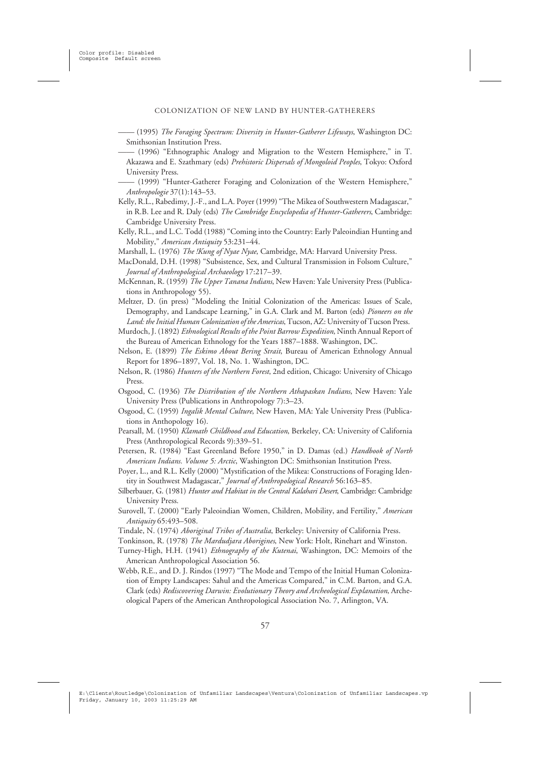—— (1995) *The Foraging Spectrum: Diversity in Hunter-Gatherer Lifeways*, Washington DC: Smithsonian Institution Press.

—— (1996) "Ethnographic Analogy and Migration to the Western Hemisphere," in T. Akazawa and E. Szathmary (eds) *Prehistoric Dispersals of Mongoloid Peoples*, Tokyo: Oxford University Press.

—— (1999) "Hunter-Gatherer Foraging and Colonization of the Western Hemisphere," *Anthropologie* 37(1):143–53.

Kelly, R.L., Rabedimy, J.-F., and L.A. Poyer (1999) "The Mikea of Southwestern Madagascar," in R.B. Lee and R. Daly (eds) *The Cambridge Encyclopedia of Hunter-Gatherers*, Cambridge: Cambridge University Press.

Kelly, R.L., and L.C. Todd (1988) "Coming into the Country: Early Paleoindian Hunting and Mobility," *American Antiquity* 53:231–44.

Marshall, L. (1976) *The !Kung of Nyae Nyae*, Cambridge, MA: Harvard University Press.

MacDonald, D.H. (1998) "Subsistence, Sex, and Cultural Transmission in Folsom Culture," *Journal of Anthropological Archaeology* 17:217–39.

McKennan, R. (1959) *The Upper Tanana Indians*, New Haven: Yale University Press (Publications in Anthropology 55).

Meltzer, D. (in press) "Modeling the Initial Colonization of the Americas: Issues of Scale, Demography, and Landscape Learning," in G.A. Clark and M. Barton (eds) *Pioneers on the Land: the Initial Human Colonization of the Americas*, Tucson, AZ: University of Tucson Press.

Murdoch, J. (1892) *Ethnological Results of the Point Barrow Expedition*, Ninth Annual Report of the Bureau of American Ethnology for the Years 1887–1888. Washington, DC.

Nelson, E. (1899) *The Eskimo About Bering Strait*, Bureau of American Ethnology Annual Report for 1896–1897, Vol. 18, No. 1. Washington, DC.

Nelson, R. (1986) *Hunters of the Northern Forest*, 2nd edition, Chicago: University of Chicago Press.

Osgood, C. (1936) *The Distribution of the Northern Athapaskan Indians*, New Haven: Yale University Press (Publications in Anthropology 7):3–23.

Osgood, C. (1959) *Ingalik Mental Culture*, New Haven, MA: Yale University Press (Publications in Anthopology 16).

Pearsall, M. (1950) *Klamath Childhood and Education*, Berkeley, CA: University of California Press (Anthropological Records 9):339–51.

Petersen, R. (1984) "East Greenland Before 1950," in D. Damas (ed.) *Handbook of North American Indians. Volume 5: Arctic*, Washington DC: Smithsonian Institution Press.

Poyer, L., and R.L. Kelly (2000) "Mystification of the Mikea: Constructions of Foraging Identity in Southwest Madagascar," *Journal of Anthropological Research* 56:163–85.

Silberbauer, G. (1981) *Hunter and Habitat in the Central Kalahari Desert*, Cambridge: Cambridge University Press.

Surovell, T. (2000) "Early Paleoindian Women, Children, Mobility, and Fertility," *American Antiquity* 65:493–508.

Tindale, N. (1974) *Aboriginal Tribes of Australia*, Berkeley: University of California Press.

Tonkinson, R. (1978) *The Mardudjara Aborigines*, New York: Holt, Rinehart and Winston.

Turney-High, H.H. (1941) *Ethnography of the Kutenai*, Washington, DC: Memoirs of the American Anthropological Association 56.

Webb, R.E., and D. J. Rindos (1997) "The Mode and Tempo of the Initial Human Colonization of Empty Landscapes: Sahul and the Americas Compared," in C.M. Barton, and G.A. Clark (eds) *Rediscovering Darwin: Evolutionary Theory and Archeological Explanation*, Archeological Papers of the American Anthropological Association No. 7, Arlington, VA.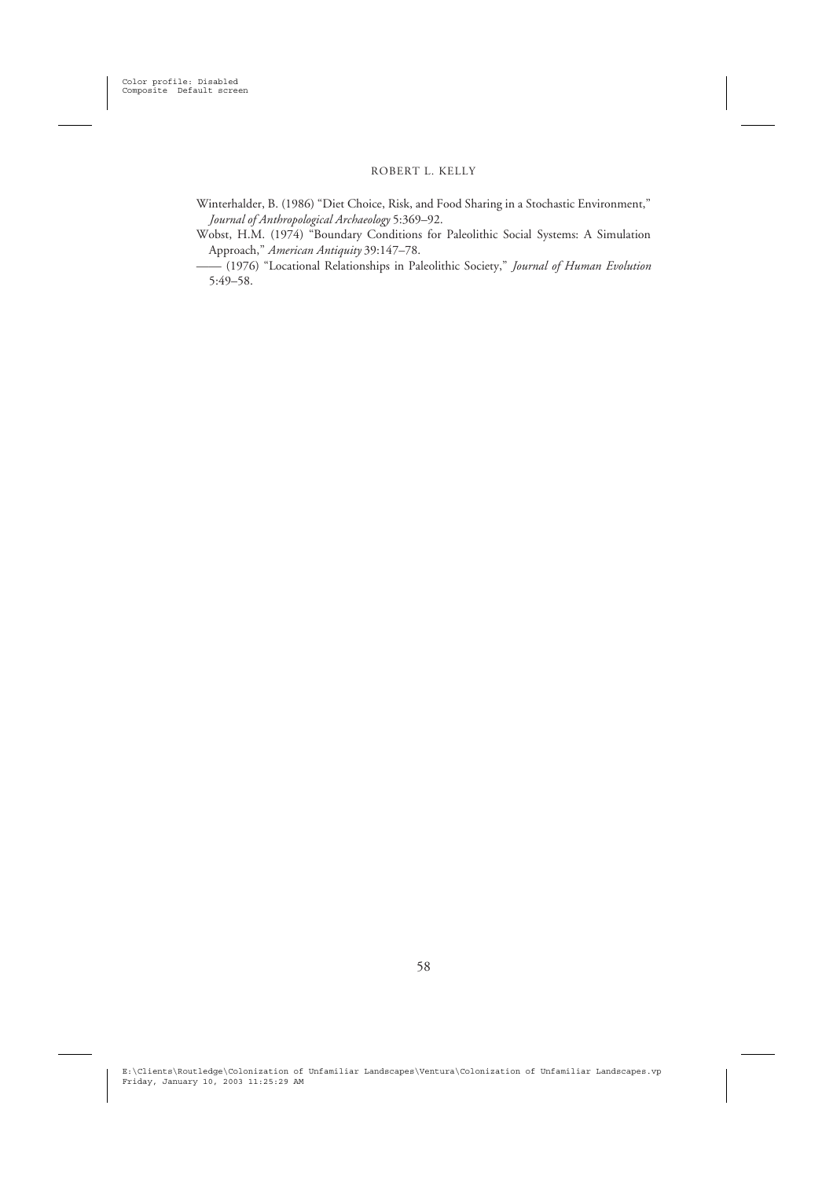Winterhalder, B. (1986) "Diet Choice, Risk, and Food Sharing in a Stochastic Environment," *Journal of Anthropological Archaeology* 5:369–92.

Wobst, H.M. (1974) "Boundary Conditions for Paleolithic Social Systems: A Simulation Approach," *American Antiquity* 39:147–78.

—— (1976) "Locational Relationships in Paleolithic Society," *Journal of Human Evolution* 5:49–58.